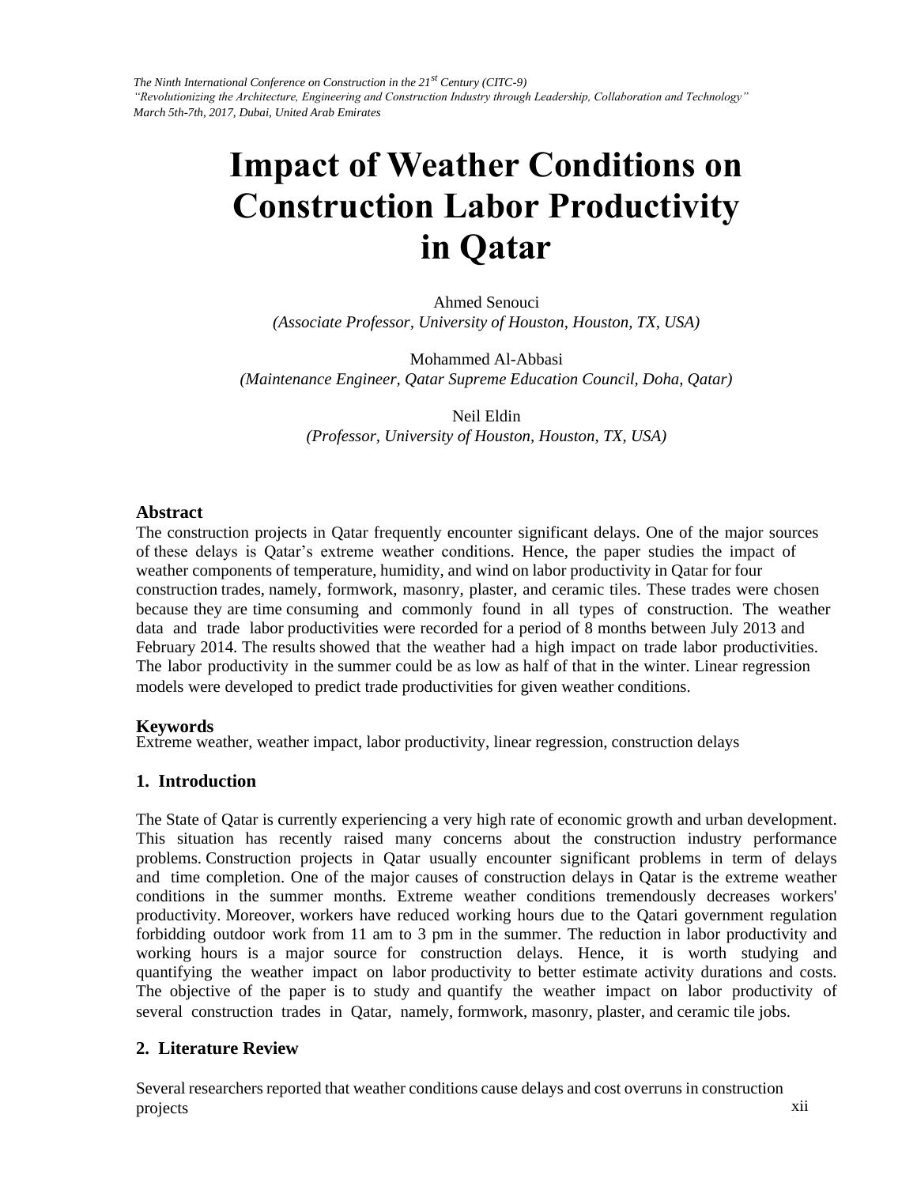# Impact of Weather Conditions on Construction Labor Productivity in Qatar

Ahmed Senouci
*(Associate Professor, University of Houston, Houston, TX, USA)*

Mohammed Al-Abbasi
*(Maintenance Engineer, Qatar Supreme Education Council, Doha, Qatar)*

Neil Eldin
*(Professor, University of Houston, Houston, TX, USA)*

## Abstract

The construction projects in Qatar frequently encounter significant delays. One of the major sources of these delays is Qatar's extreme weather conditions. Hence, the paper studies the impact of weather components of temperature, humidity, and wind on labor productivity in Qatar for four construction trades, namely, formwork, masonry, plaster, and ceramic tiles. These trades were chosen because they are time consuming and commonly found in all types of construction. The weather data and trade labor productivities were recorded for a period of 8 months between July 2013 and February 2014. The results showed that the weather had a high impact on trade labor productivities. The labor productivity in the summer could be as low as half of that in the winter. Linear regression models were developed to predict trade productivities for given weather conditions.

### Keywords

Extreme weather, weather impact, labor productivity, linear regression, construction delays

## 1. Introduction

The State of Qatar is currently experiencing a very high rate of economic growth and urban development. This situation has recently raised many concerns about the construction industry performance problems. Construction projects in Qatar usually encounter significant problems in term of delays and time completion. One of the major causes of construction delays in Qatar is the extreme weather conditions in the summer months. Extreme weather conditions tremendously decreases workers' productivity. Moreover, workers have reduced working hours due to the Qatari government regulation forbidding outdoor work from 11 am to 3 pm in the summer. The reduction in labor productivity and working hours is a major source for construction delays. Hence, it is worth studying and quantifying the weather impact on labor productivity to better estimate activity durations and costs. The objective of the paper is to study and quantify the weather impact on labor productivity of several construction trades in Qatar, namely, formwork, masonry, plaster, and ceramic tile jobs.

## 2. Literature Review

Several researchers reported that weather conditions cause delays and cost overruns in construction projects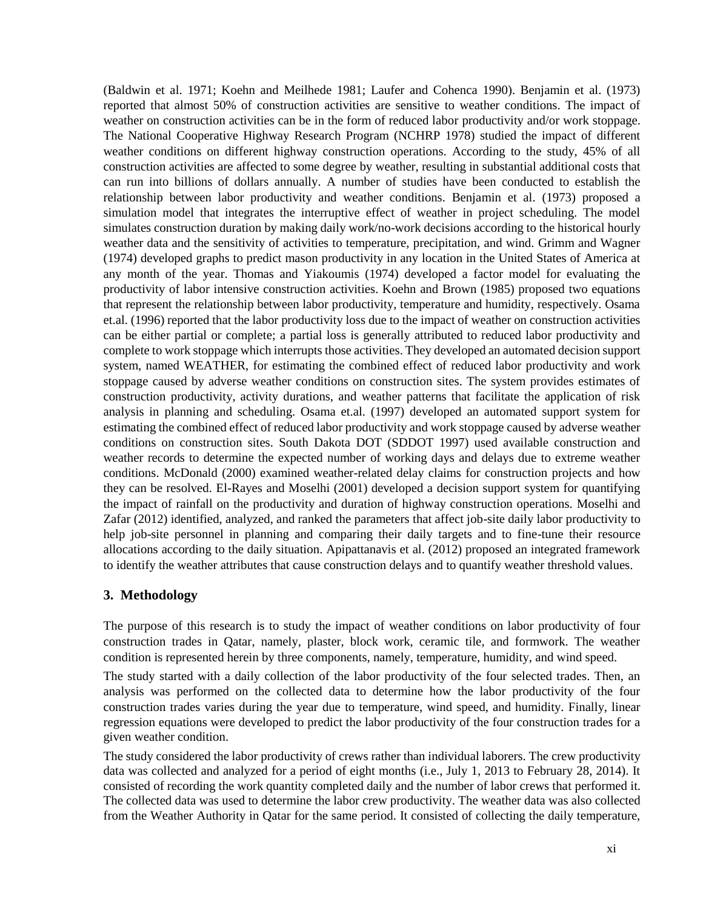(Baldwin et al. 1971; Koehn and Meilhede 1981; Laufer and Cohenca 1990). Benjamin et al. (1973) reported that almost 50% of construction activities are sensitive to weather conditions. The impact of weather on construction activities can be in the form of reduced labor productivity and/or work stoppage. The National Cooperative Highway Research Program (NCHRP 1978) studied the impact of different weather conditions on different highway construction operations. According to the study, 45% of all construction activities are affected to some degree by weather, resulting in substantial additional costs that can run into billions of dollars annually. A number of studies have been conducted to establish the relationship between labor productivity and weather conditions. Benjamin et al. (1973) proposed a simulation model that integrates the interruptive effect of weather in project scheduling. The model simulates construction duration by making daily work/no-work decisions according to the historical hourly weather data and the sensitivity of activities to temperature, precipitation, and wind. Grimm and Wagner (1974) developed graphs to predict mason productivity in any location in the United States of America at any month of the year. Thomas and Yiakoumis (1974) developed a factor model for evaluating the productivity of labor intensive construction activities. Koehn and Brown (1985) proposed two equations that represent the relationship between labor productivity, temperature and humidity, respectively. Osama et.al. (1996) reported that the labor productivity loss due to the impact of weather on construction activities can be either partial or complete; a partial loss is generally attributed to reduced labor productivity and complete to work stoppage which interrupts those activities. They developed an automated decision support system, named WEATHER, for estimating the combined effect of reduced labor productivity and work stoppage caused by adverse weather conditions on construction sites. The system provides estimates of construction productivity, activity durations, and weather patterns that facilitate the application of risk analysis in planning and scheduling. Osama et.al. (1997) developed an automated support system for estimating the combined effect of reduced labor productivity and work stoppage caused by adverse weather conditions on construction sites. South Dakota DOT (SDDOT 1997) used available construction and weather records to determine the expected number of working days and delays due to extreme weather conditions. McDonald (2000) examined weather-related delay claims for construction projects and how they can be resolved. El-Rayes and Moselhi (2001) developed a decision support system for quantifying the impact of rainfall on the productivity and duration of highway construction operations. Moselhi and Zafar (2012) identified, analyzed, and ranked the parameters that affect job-site daily labor productivity to help job-site personnel in planning and comparing their daily targets and to fine-tune their resource allocations according to the daily situation. Apipattanavis et al. (2012) proposed an integrated framework to identify the weather attributes that cause construction delays and to quantify weather threshold values.

## 3. Methodology

The purpose of this research is to study the impact of weather conditions on labor productivity of four construction trades in Qatar, namely, plaster, block work, ceramic tile, and formwork. The weather condition is represented herein by three components, namely, temperature, humidity, and wind speed.

The study started with a daily collection of the labor productivity of the four selected trades. Then, an analysis was performed on the collected data to determine how the labor productivity of the four construction trades varies during the year due to temperature, wind speed, and humidity. Finally, linear regression equations were developed to predict the labor productivity of the four construction trades for a given weather condition.

The study considered the labor productivity of crews rather than individual laborers. The crew productivity data was collected and analyzed for a period of eight months (i.e., July 1, 2013 to February 28, 2014). It consisted of recording the work quantity completed daily and the number of labor crews that performed it. The collected data was used to determine the labor crew productivity. The weather data was also collected from the Weather Authority in Qatar for the same period. It consisted of collecting the daily temperature,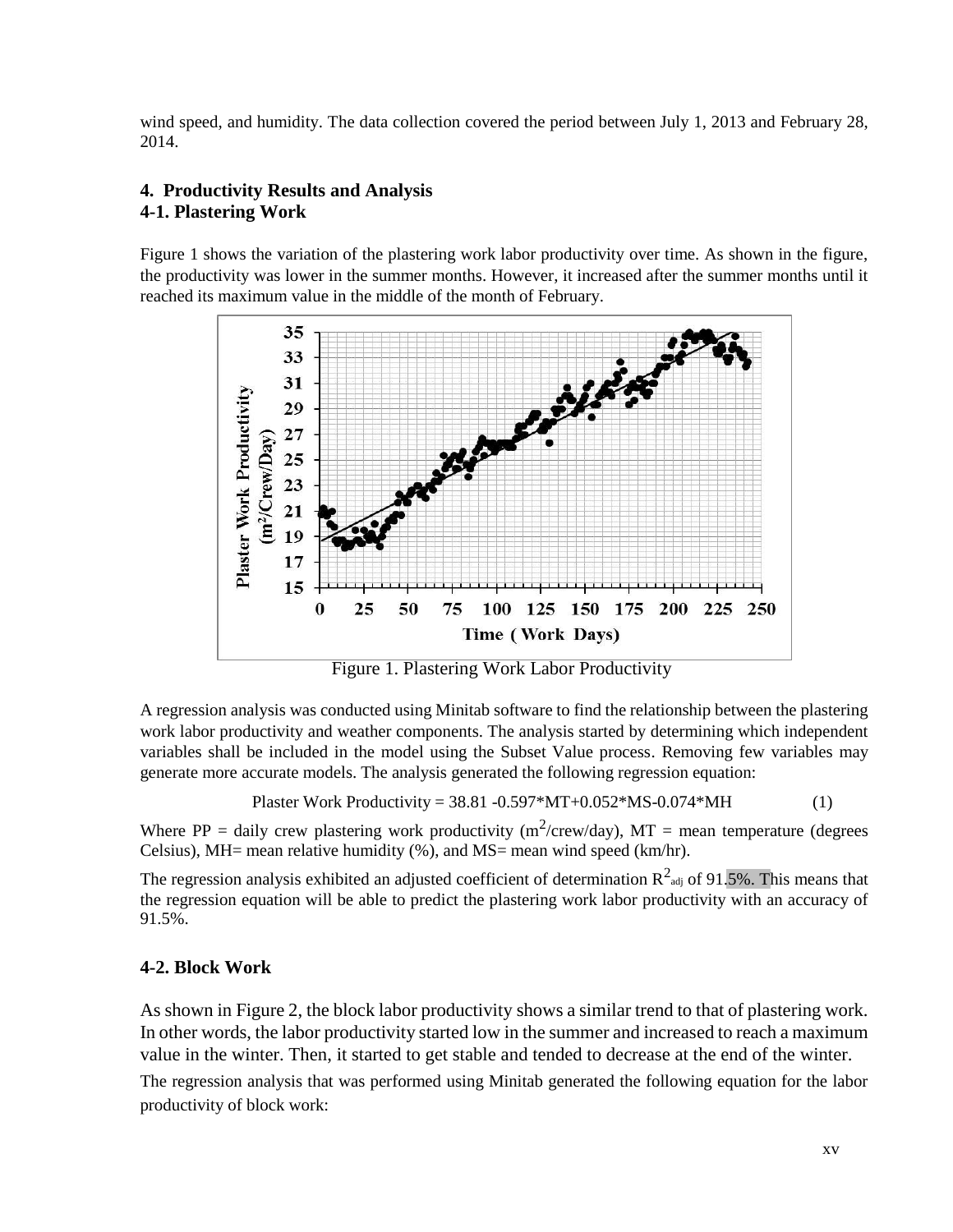wind speed, and humidity. The data collection covered the period between July 1, 2013 and February 28, 2014.

## 4. Productivity Results and Analysis

### 4-1. Plastering Work

Figure 1 shows the variation of the plastering work labor productivity over time. As shown in the figure, the productivity was lower in the summer months. However, it increased after the summer months until it reached its maximum value in the middle of the month of February.

Figure 1. Plastering Work Labor Productivity

A regression analysis was conducted using Minitab software to find the relationship between the plastering work labor productivity and weather components. The analysis started by determining which independent variables shall be included in the model using the Subset Value process. Removing few variables may generate more accurate models. The analysis generated the following regression equation:

$$\text{Plaster Work Productivity} = 38.81 - 0.597*MT + 0.052*MS - 0.074*MH \qquad (1)$$

Where PP = daily crew plastering work productivity ($m^2$/crew/day), MT = mean temperature (degrees Celsius), MH= mean relative humidity (%), and MS= mean wind speed (km/hr).

The regression analysis exhibited an adjusted coefficient of determination $R^2_{adj}$ of 91.5%. This means that the regression equation will be able to predict the plastering work labor productivity with an accuracy of 91.5%.

### 4-2. Block Work

As shown in Figure 2, the block labor productivity shows a similar trend to that of plastering work. In other words, the labor productivity started low in the summer and increased to reach a maximum value in the winter. Then, it started to get stable and tended to decrease at the end of the winter.

The regression analysis that was performed using Minitab generated the following equation for the labor productivity of block work: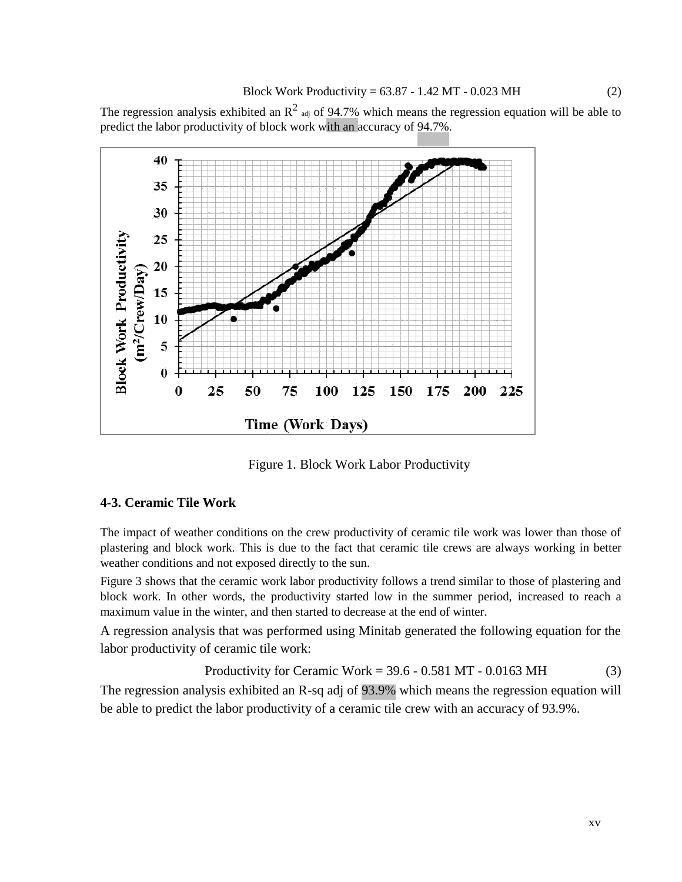$$\text{Block Work Productivity} = 63.87 - 1.42\ \text{MT} - 0.023\ \text{MH} \tag{2}$$

The regression analysis exhibited an $R^2_{adj}$ of 94.7% which means the regression equation will be able to predict the labor productivity of block work with an accuracy of 94.7%.

Figure 1. Block Work Labor Productivity

### 4-3. Ceramic Tile Work

The impact of weather conditions on the crew productivity of ceramic tile work was lower than those of plastering and block work. This is due to the fact that ceramic tile crews are always working in better weather conditions and not exposed directly to the sun.

Figure 3 shows that the ceramic work labor productivity follows a trend similar to those of plastering and block work. In other words, the productivity started low in the summer period, increased to reach a maximum value in the winter, and then started to decrease at the end of winter.

A regression analysis that was performed using Minitab generated the following equation for the labor productivity of ceramic tile work:

$$\text{Productivity for Ceramic Work} = 39.6 - 0.581\ \text{MT} - 0.0163\ \text{MH} \tag{3}$$

The regression analysis exhibited an R-sq adj of 93.9% which means the regression equation will be able to predict the labor productivity of a ceramic tile crew with an accuracy of 93.9%.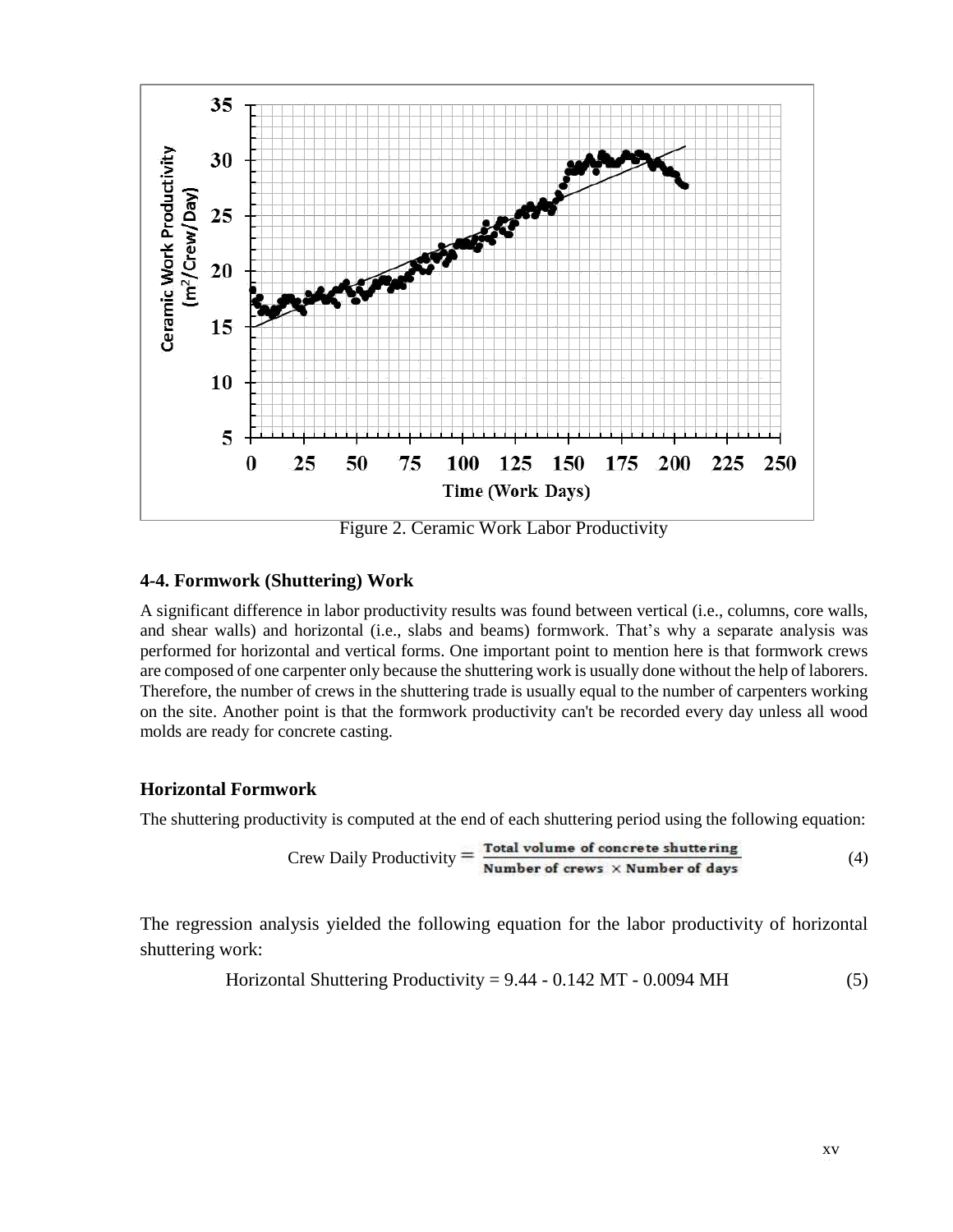Figure 2. Ceramic Work Labor Productivity

### 4-4. Formwork (Shuttering) Work

A significant difference in labor productivity results was found between vertical (i.e., columns, core walls, and shear walls) and horizontal (i.e., slabs and beams) formwork. That's why a separate analysis was performed for horizontal and vertical forms. One important point to mention here is that formwork crews are composed of one carpenter only because the shuttering work is usually done without the help of laborers. Therefore, the number of crews in the shuttering trade is usually equal to the number of carpenters working on the site. Another point is that the formwork productivity can't be recorded every day unless all wood molds are ready for concrete casting.

### Horizontal Formwork

The shuttering productivity is computed at the end of each shuttering period using the following equation:

$$\text{Crew Daily Productivity} = \frac{\textbf{Total volume of concrete shuttering}}{\textbf{Number of crews} \times \textbf{Number of days}} \tag{4}$$

The regression analysis yielded the following equation for the labor productivity of horizontal shuttering work:

$$\text{Horizontal Shuttering Productivity} = 9.44 - 0.142\ \text{MT} - 0.0094\ \text{MH} \tag{5}$$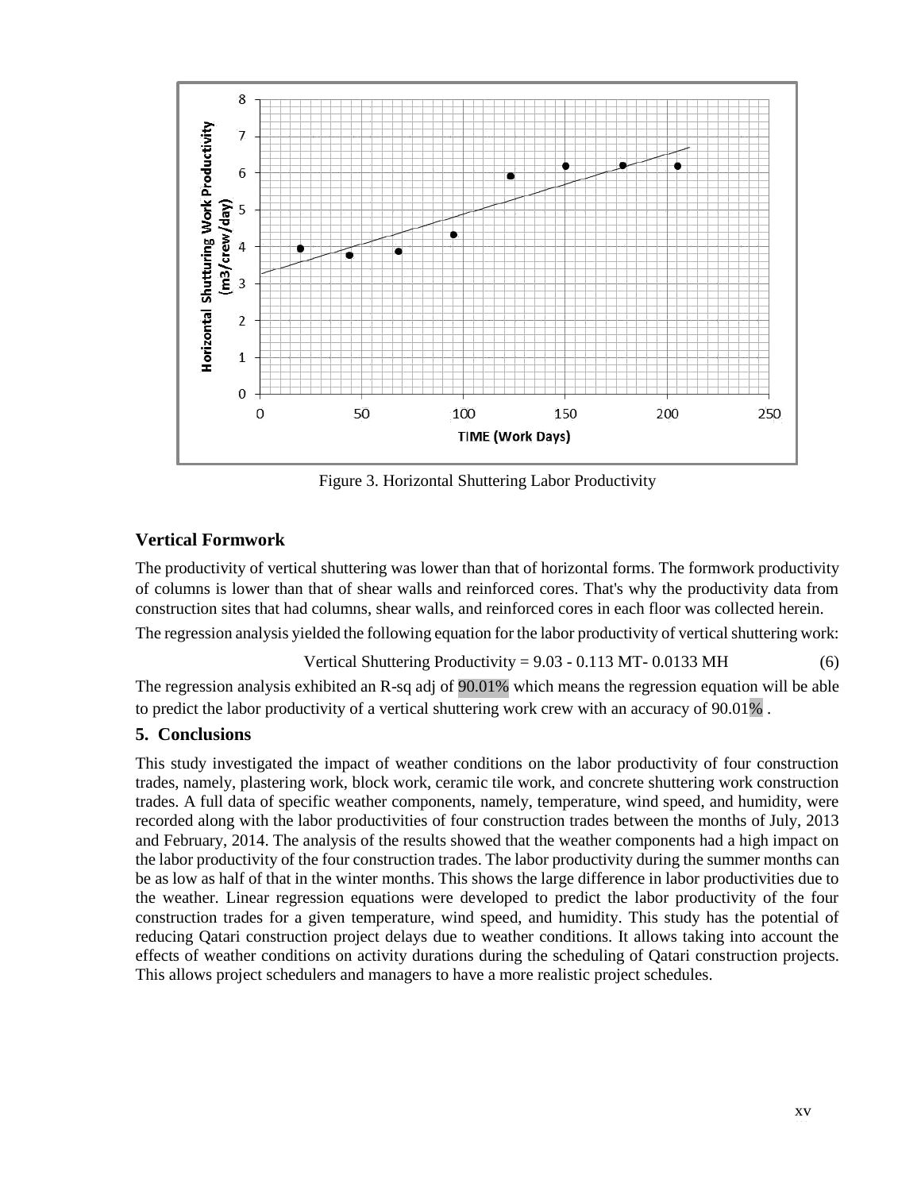Figure 3. Horizontal Shuttering Labor Productivity

### Vertical Formwork

The productivity of vertical shuttering was lower than that of horizontal forms. The formwork productivity of columns is lower than that of shear walls and reinforced cores. That's why the productivity data from construction sites that had columns, shear walls, and reinforced cores in each floor was collected herein.

The regression analysis yielded the following equation for the labor productivity of vertical shuttering work:

$$\text{Vertical Shuttering Productivity} = 9.03 - 0.113\ MT - 0.0133\ MH \qquad (6)$$

The regression analysis exhibited an R-sq adj of 90.01% which means the regression equation will be able to predict the labor productivity of a vertical shuttering work crew with an accuracy of 90.01% .

## 5. Conclusions

This study investigated the impact of weather conditions on the labor productivity of four construction trades, namely, plastering work, block work, ceramic tile work, and concrete shuttering work construction trades. A full data of specific weather components, namely, temperature, wind speed, and humidity, were recorded along with the labor productivities of four construction trades between the months of July, 2013 and February, 2014. The analysis of the results showed that the weather components had a high impact on the labor productivity of the four construction trades. The labor productivity during the summer months can be as low as half of that in the winter months. This shows the large difference in labor productivities due to the weather. Linear regression equations were developed to predict the labor productivity of the four construction trades for a given temperature, wind speed, and humidity. This study has the potential of reducing Qatari construction project delays due to weather conditions. It allows taking into account the effects of weather conditions on activity durations during the scheduling of Qatari construction projects. This allows project schedulers and managers to have a more realistic project schedules.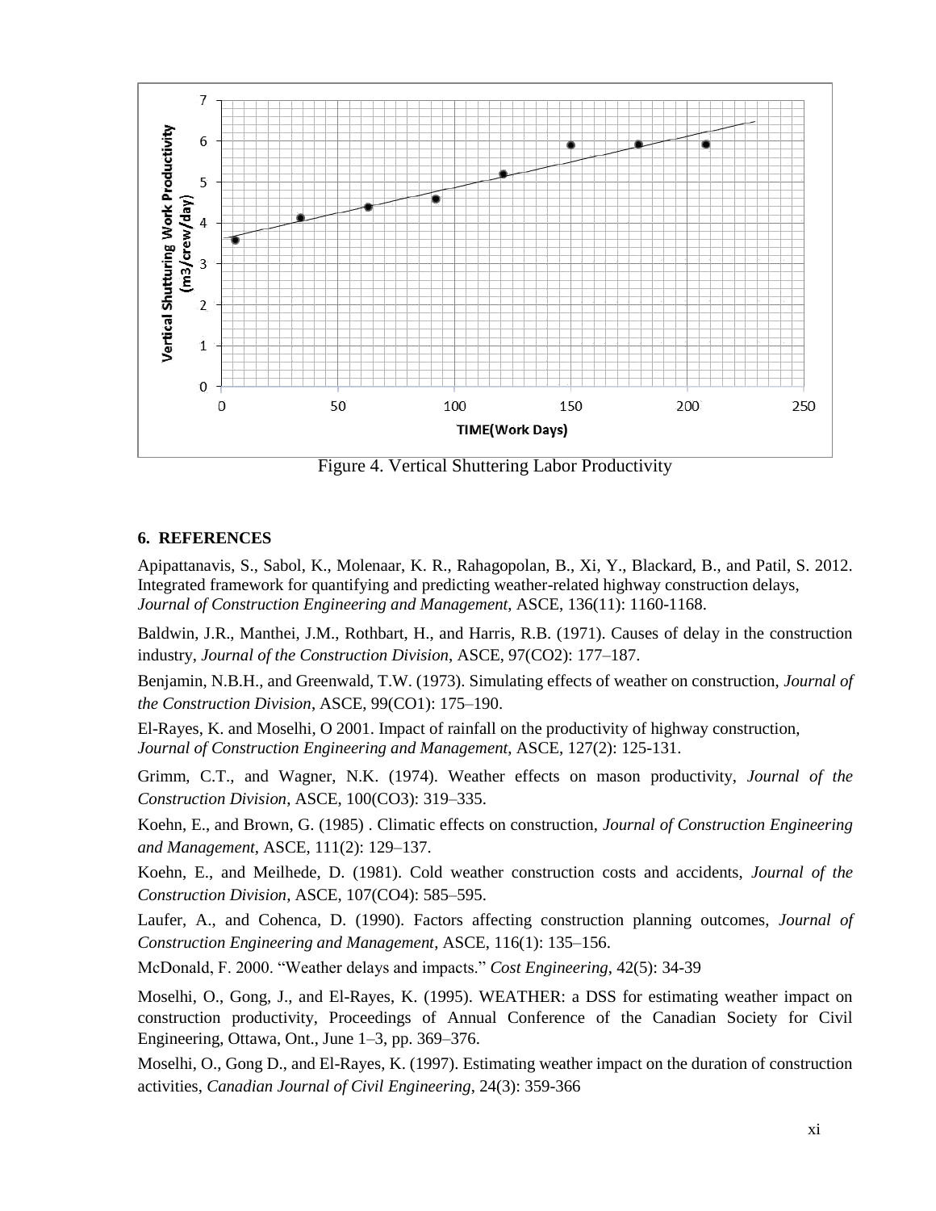Figure 4. Vertical Shuttering Labor Productivity

## 6. REFERENCES

Apipattanavis, S., Sabol, K., Molenaar, K. R., Rahagopolan, B., Xi, Y., Blackard, B., and Patil, S. 2012. Integrated framework for quantifying and predicting weather-related highway construction delays, *Journal of Construction Engineering and Management*, ASCE, 136(11): 1160-1168.

Baldwin, J.R., Manthei, J.M., Rothbart, H., and Harris, R.B. (1971). Causes of delay in the construction industry, *Journal of the Construction Division*, ASCE, 97(CO2): 177–187.

Benjamin, N.B.H., and Greenwald, T.W. (1973). Simulating effects of weather on construction, *Journal of the Construction Division*, ASCE, 99(CO1): 175–190.

El-Rayes, K. and Moselhi, O 2001. Impact of rainfall on the productivity of highway construction, *Journal of Construction Engineering and Management*, ASCE, 127(2): 125-131.

Grimm, C.T., and Wagner, N.K. (1974). Weather effects on mason productivity, *Journal of the Construction Division*, ASCE, 100(CO3): 319–335.

Koehn, E., and Brown, G. (1985) . Climatic effects on construction, *Journal of Construction Engineering and Management*, ASCE, 111(2): 129–137.

Koehn, E., and Meilhede, D. (1981). Cold weather construction costs and accidents, *Journal of the Construction Division*, ASCE, 107(CO4): 585–595.

Laufer, A., and Cohenca, D. (1990). Factors affecting construction planning outcomes, *Journal of Construction Engineering and Management*, ASCE, 116(1): 135–156.

McDonald, F. 2000. "Weather delays and impacts." *Cost Engineering*, 42(5): 34-39

Moselhi, O., Gong, J., and El-Rayes, K. (1995). WEATHER: a DSS for estimating weather impact on construction productivity, Proceedings of Annual Conference of the Canadian Society for Civil Engineering, Ottawa, Ont., June 1–3, pp. 369–376.

Moselhi, O., Gong D., and El-Rayes, K. (1997). Estimating weather impact on the duration of construction activities, *Canadian Journal of Civil Engineering*, 24(3): 359-366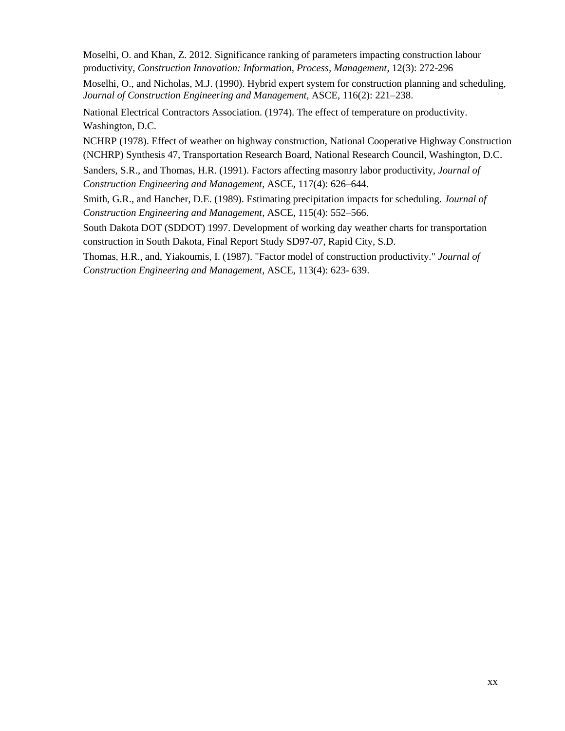Moselhi, O. and Khan, Z. 2012. Significance ranking of parameters impacting construction labour productivity, *Construction Innovation: Information, Process, Management*, 12(3): 272-296

Moselhi, O., and Nicholas, M.J. (1990). Hybrid expert system for construction planning and scheduling, *Journal of Construction Engineering and Management*, ASCE, 116(2): 221–238.

National Electrical Contractors Association. (1974). The effect of temperature on productivity. Washington, D.C.

NCHRP (1978). Effect of weather on highway construction, National Cooperative Highway Construction (NCHRP) Synthesis 47, Transportation Research Board, National Research Council, Washington, D.C.

Sanders, S.R., and Thomas, H.R. (1991). Factors affecting masonry labor productivity, *Journal of Construction Engineering and Management*, ASCE, 117(4): 626–644.

Smith, G.R., and Hancher, D.E. (1989). Estimating precipitation impacts for scheduling. *Journal of Construction Engineering and Management*, ASCE, 115(4): 552–566.

South Dakota DOT (SDDOT) 1997. Development of working day weather charts for transportation construction in South Dakota, Final Report Study SD97-07, Rapid City, S.D.

Thomas, H.R., and, Yiakoumis, I. (1987). "Factor model of construction productivity." *Journal of Construction Engineering and Management*, ASCE, 113(4): 623- 639.